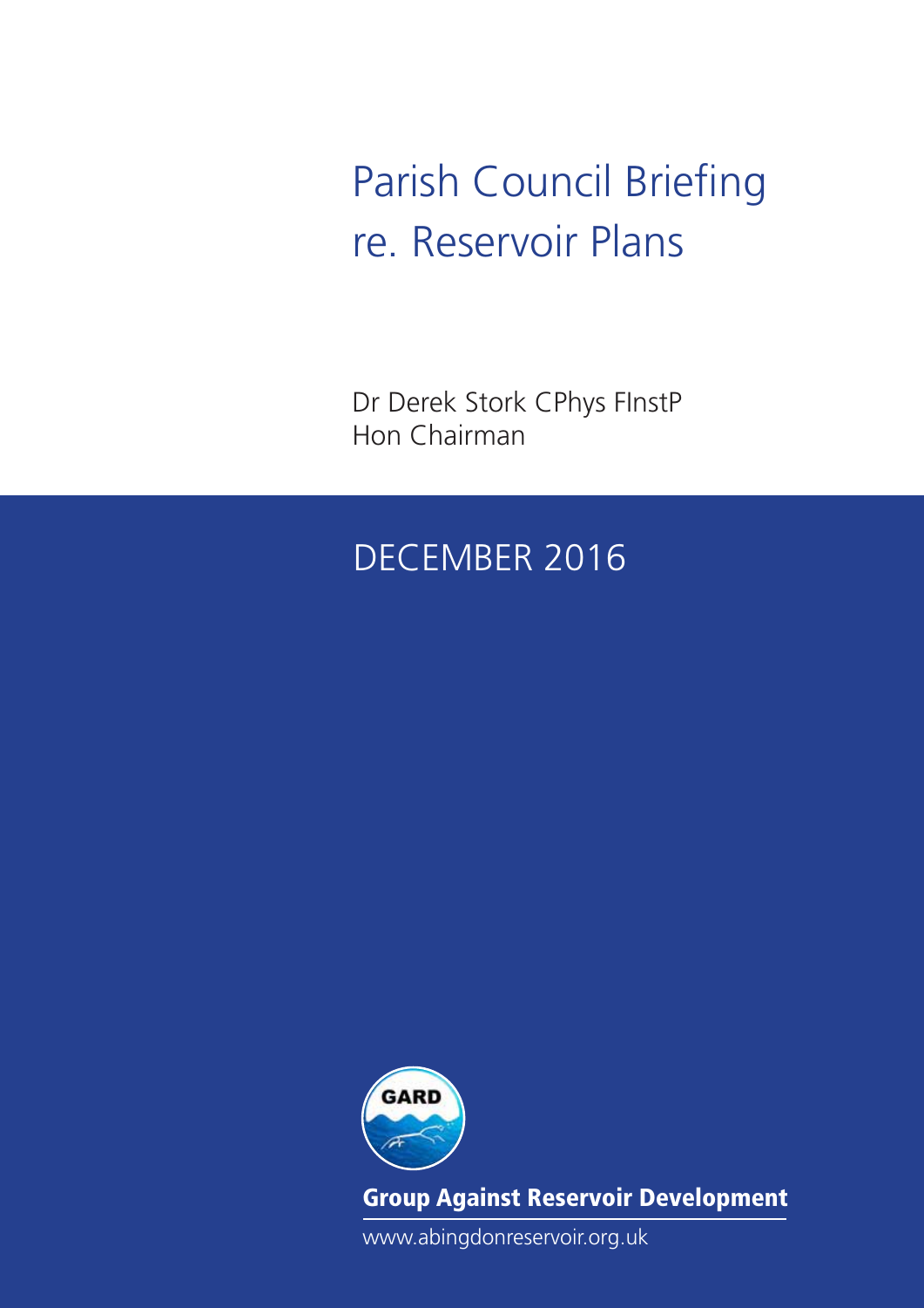# Parish Council Briefing re. Reservoir Plans

Dr Derek Stork CPhys FInstP
Hon Chairman

DECEMBER 2016

GARD

**Group Against Reservoir Development**

www.abingdonreservoir.org.uk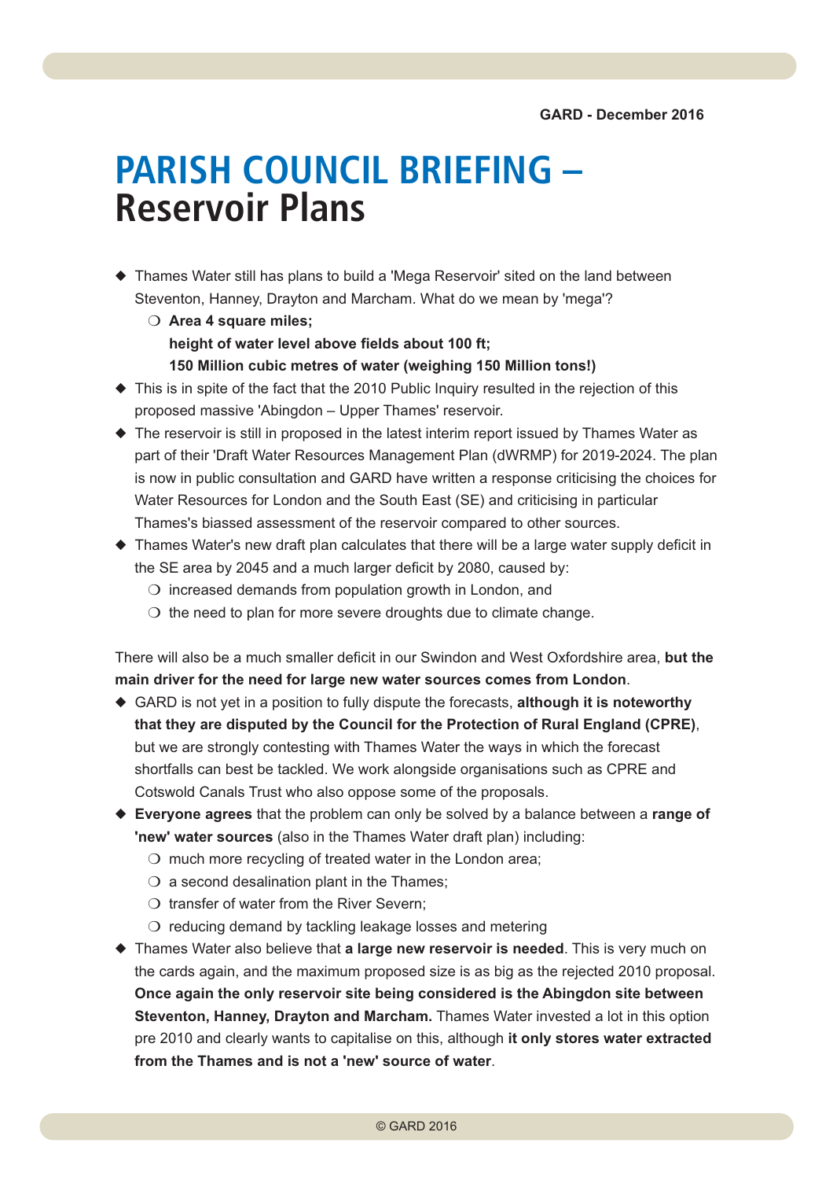GARD - December 2016

# PARISH COUNCIL BRIEFING – Reservoir Plans

- Thames Water still has plans to build a 'Mega Reservoir' sited on the land between Steventon, Hanney, Drayton and Marcham. What do we mean by 'mega'?
  - **Area 4 square miles;**
    **height of water level above fields about 100 ft;**
    **150 Million cubic metres of water (weighing 150 Million tons!)**
- This is in spite of the fact that the 2010 Public Inquiry resulted in the rejection of this proposed massive 'Abingdon – Upper Thames' reservoir.
- The reservoir is still in proposed in the latest interim report issued by Thames Water as part of their 'Draft Water Resources Management Plan (dWRMP) for 2019-2024. The plan is now in public consultation and GARD have written a response criticising the choices for Water Resources for London and the South East (SE) and criticising in particular Thames's biassed assessment of the reservoir compared to other sources.
- Thames Water's new draft plan calculates that there will be a large water supply deficit in the SE area by 2045 and a much larger deficit by 2080, caused by:
  - increased demands from population growth in London, and
  - the need to plan for more severe droughts due to climate change.

There will also be a much smaller deficit in our Swindon and West Oxfordshire area, **but the main driver for the need for large new water sources comes from London**.

- GARD is not yet in a position to fully dispute the forecasts, **although it is noteworthy that they are disputed by the Council for the Protection of Rural England (CPRE)**, but we are strongly contesting with Thames Water the ways in which the forecast shortfalls can best be tackled. We work alongside organisations such as CPRE and Cotswold Canals Trust who also oppose some of the proposals.
- **Everyone agrees** that the problem can only be solved by a balance between a **range of 'new' water sources** (also in the Thames Water draft plan) including:
  - much more recycling of treated water in the London area;
  - a second desalination plant in the Thames;
  - transfer of water from the River Severn;
  - reducing demand by tackling leakage losses and metering
- Thames Water also believe that **a large new reservoir is needed**. This is very much on the cards again, and the maximum proposed size is as big as the rejected 2010 proposal. **Once again the only reservoir site being considered is the Abingdon site between Steventon, Hanney, Drayton and Marcham.** Thames Water invested a lot in this option pre 2010 and clearly wants to capitalise on this, although **it only stores water extracted from the Thames and is not a 'new' source of water**.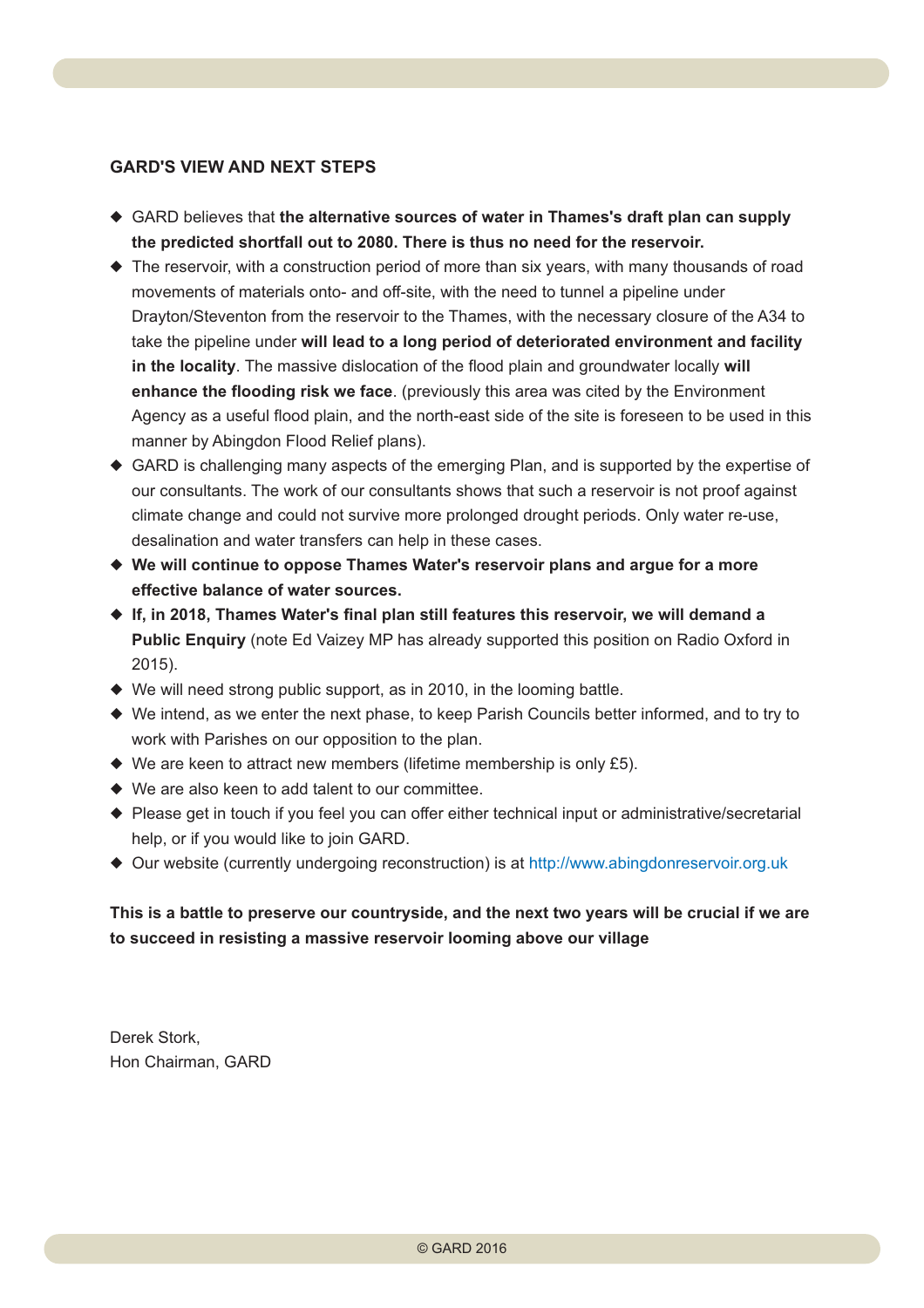## GARD'S VIEW AND NEXT STEPS

- GARD believes that **the alternative sources of water in Thames's draft plan can supply the predicted shortfall out to 2080. There is thus no need for the reservoir.**
- The reservoir, with a construction period of more than six years, with many thousands of road movements of materials onto- and off-site, with the need to tunnel a pipeline under Drayton/Steventon from the reservoir to the Thames, with the necessary closure of the A34 to take the pipeline under **will lead to a long period of deteriorated environment and facility in the locality**. The massive dislocation of the flood plain and groundwater locally **will enhance the flooding risk we face**. (previously this area was cited by the Environment Agency as a useful flood plain, and the north-east side of the site is foreseen to be used in this manner by Abingdon Flood Relief plans).
- GARD is challenging many aspects of the emerging Plan, and is supported by the expertise of our consultants. The work of our consultants shows that such a reservoir is not proof against climate change and could not survive more prolonged drought periods. Only water re-use, desalination and water transfers can help in these cases.
- **We will continue to oppose Thames Water's reservoir plans and argue for a more effective balance of water sources.**
- **If, in 2018, Thames Water's final plan still features this reservoir, we will demand a Public Enquiry** (note Ed Vaizey MP has already supported this position on Radio Oxford in 2015).
- We will need strong public support, as in 2010, in the looming battle.
- We intend, as we enter the next phase, to keep Parish Councils better informed, and to try to work with Parishes on our opposition to the plan.
- We are keen to attract new members (lifetime membership is only £5).
- We are also keen to add talent to our committee.
- Please get in touch if you feel you can offer either technical input or administrative/secretarial help, or if you would like to join GARD.
- Our website (currently undergoing reconstruction) is at http://www.abingdonreservoir.org.uk

**This is a battle to preserve our countryside, and the next two years will be crucial if we are to succeed in resisting a massive reservoir looming above our village**

Derek Stork,
Hon Chairman, GARD

© GARD 2016